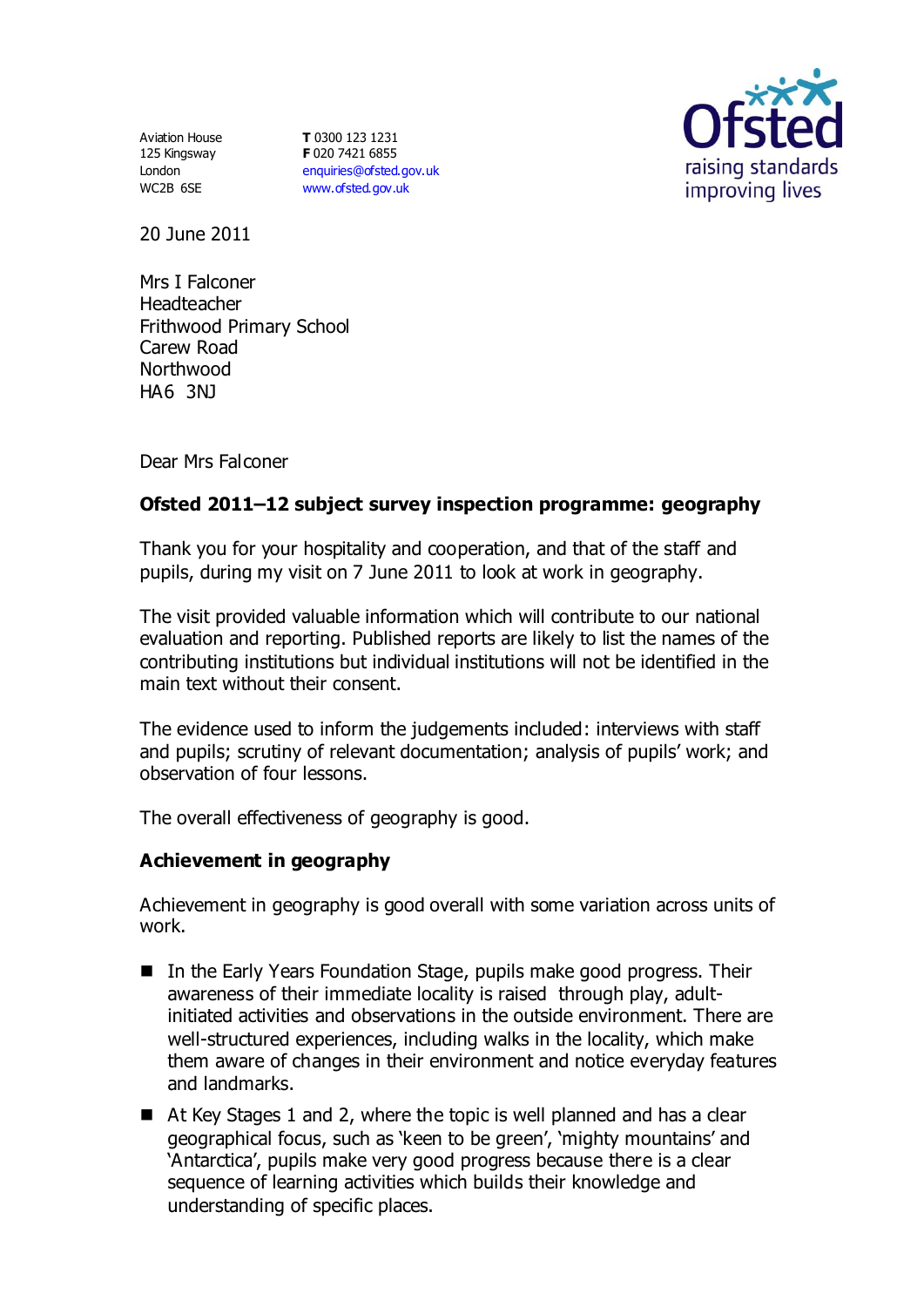Aviation House
125 Kingsway
London
WC2B 6SE

**T** 0300 123 1231
**F** 020 7421 6855
enquiries@ofsted.gov.uk
www.ofsted.gov.uk

Ofsted
raising standards
improving lives

20 June 2011

Mrs I Falconer
Headteacher
Frithwood Primary School
Carew Road
Northwood
HA6 3NJ

Dear Mrs Falconer

**Ofsted 2011–12 subject survey inspection programme: geography**

Thank you for your hospitality and cooperation, and that of the staff and pupils, during my visit on 7 June 2011 to look at work in geography.

The visit provided valuable information which will contribute to our national evaluation and reporting. Published reports are likely to list the names of the contributing institutions but individual institutions will not be identified in the main text without their consent.

The evidence used to inform the judgements included: interviews with staff and pupils; scrutiny of relevant documentation; analysis of pupils' work; and observation of four lessons.

The overall effectiveness of geography is good.

**Achievement in geography**

Achievement in geography is good overall with some variation across units of work.

- In the Early Years Foundation Stage, pupils make good progress. Their awareness of their immediate locality is raised through play, adult-initiated activities and observations in the outside environment. There are well-structured experiences, including walks in the locality, which make them aware of changes in their environment and notice everyday features and landmarks.
- At Key Stages 1 and 2, where the topic is well planned and has a clear geographical focus, such as 'keen to be green', 'mighty mountains' and 'Antarctica', pupils make very good progress because there is a clear sequence of learning activities which builds their knowledge and understanding of specific places.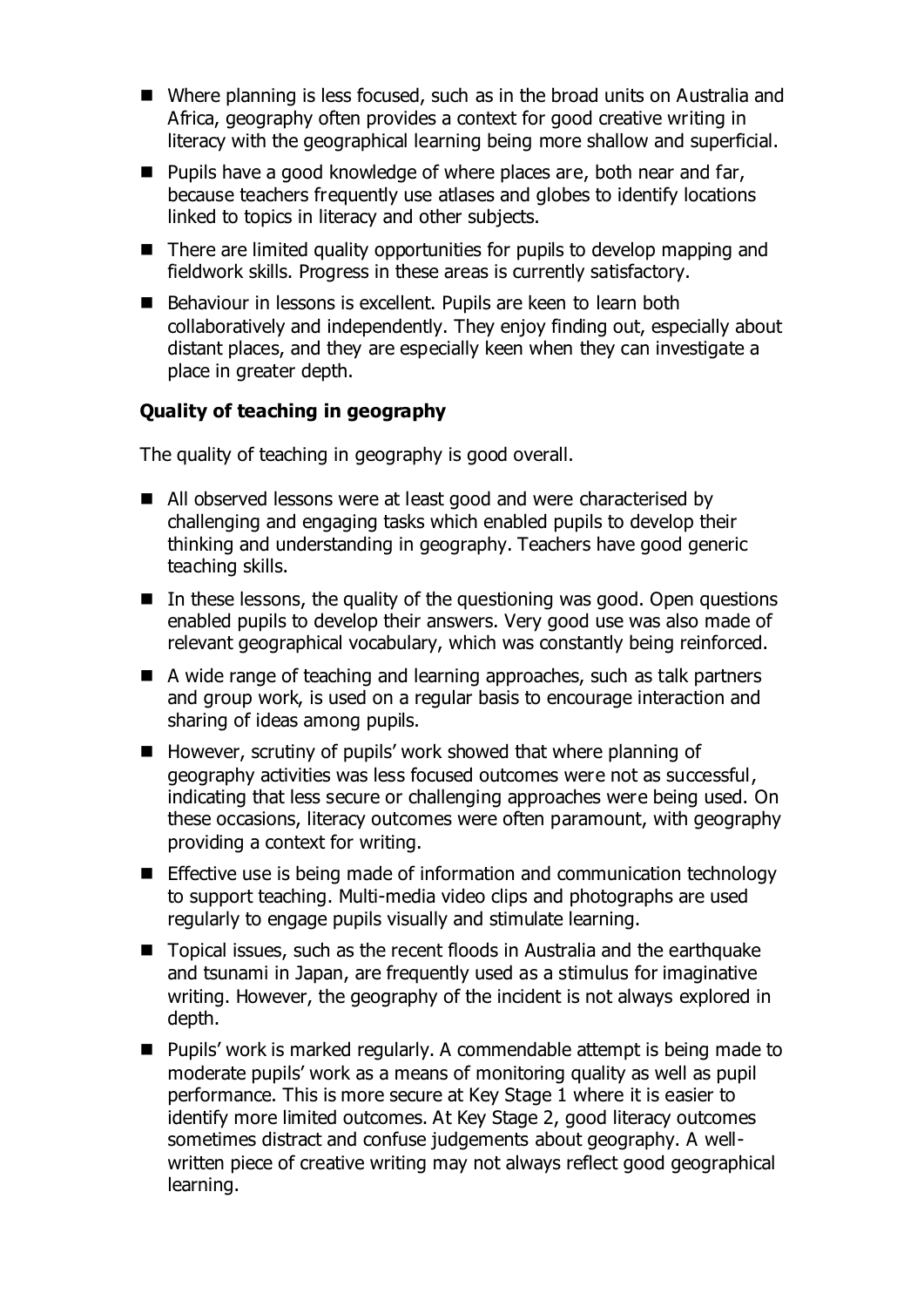- Where planning is less focused, such as in the broad units on Australia and Africa, geography often provides a context for good creative writing in literacy with the geographical learning being more shallow and superficial.
- Pupils have a good knowledge of where places are, both near and far, because teachers frequently use atlases and globes to identify locations linked to topics in literacy and other subjects.
- There are limited quality opportunities for pupils to develop mapping and fieldwork skills. Progress in these areas is currently satisfactory.
- Behaviour in lessons is excellent. Pupils are keen to learn both collaboratively and independently. They enjoy finding out, especially about distant places, and they are especially keen when they can investigate a place in greater depth.

### Quality of teaching in geography

The quality of teaching in geography is good overall.

- All observed lessons were at least good and were characterised by challenging and engaging tasks which enabled pupils to develop their thinking and understanding in geography. Teachers have good generic teaching skills.
- In these lessons, the quality of the questioning was good. Open questions enabled pupils to develop their answers. Very good use was also made of relevant geographical vocabulary, which was constantly being reinforced.
- A wide range of teaching and learning approaches, such as talk partners and group work, is used on a regular basis to encourage interaction and sharing of ideas among pupils.
- However, scrutiny of pupils' work showed that where planning of geography activities was less focused outcomes were not as successful, indicating that less secure or challenging approaches were being used. On these occasions, literacy outcomes were often paramount, with geography providing a context for writing.
- Effective use is being made of information and communication technology to support teaching. Multi-media video clips and photographs are used regularly to engage pupils visually and stimulate learning.
- Topical issues, such as the recent floods in Australia and the earthquake and tsunami in Japan, are frequently used as a stimulus for imaginative writing. However, the geography of the incident is not always explored in depth.
- Pupils' work is marked regularly. A commendable attempt is being made to moderate pupils' work as a means of monitoring quality as well as pupil performance. This is more secure at Key Stage 1 where it is easier to identify more limited outcomes. At Key Stage 2, good literacy outcomes sometimes distract and confuse judgements about geography. A well-written piece of creative writing may not always reflect good geographical learning.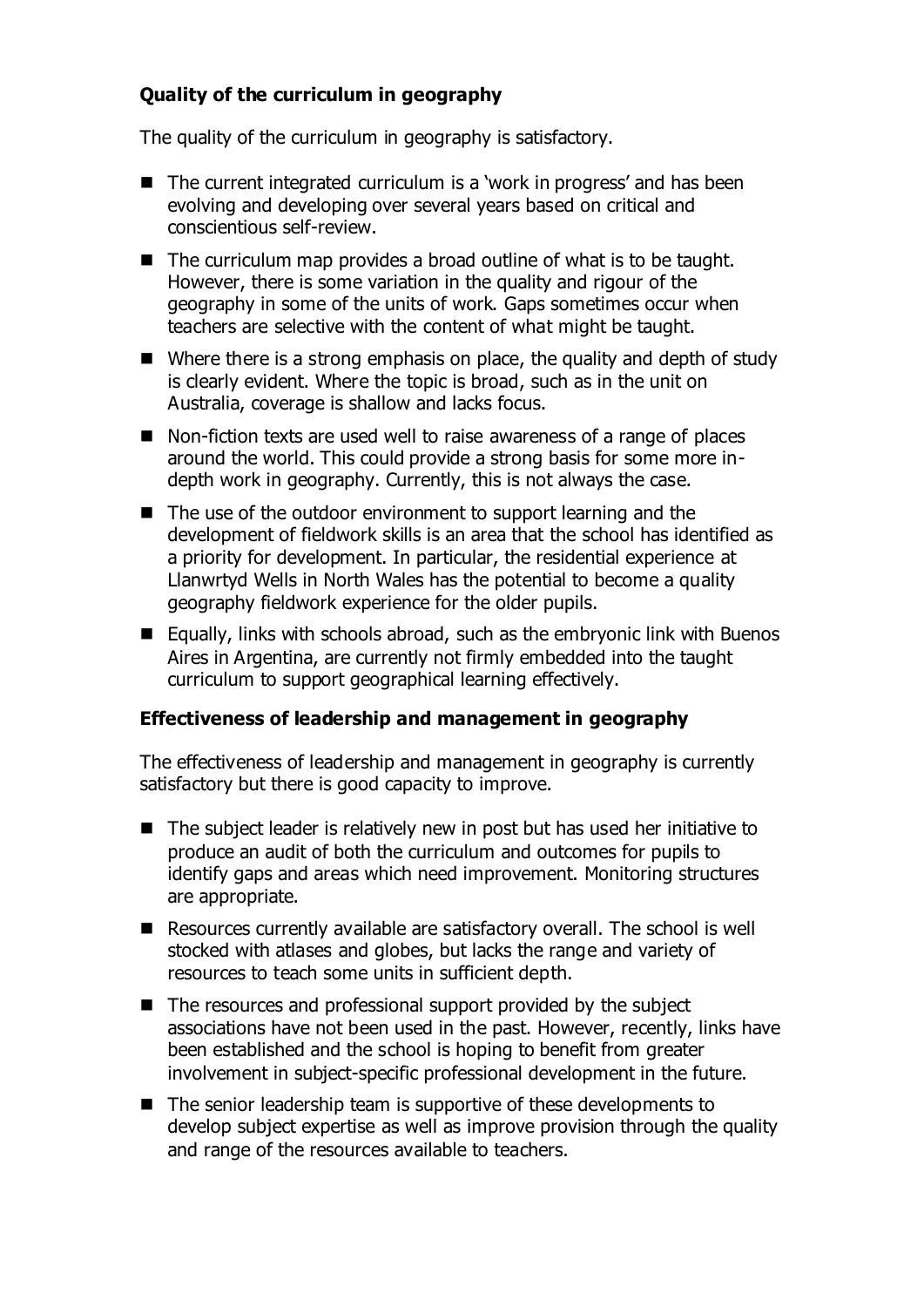**Quality of the curriculum in geography**

The quality of the curriculum in geography is satisfactory.

- The current integrated curriculum is a 'work in progress' and has been evolving and developing over several years based on critical and conscientious self-review.
- The curriculum map provides a broad outline of what is to be taught. However, there is some variation in the quality and rigour of the geography in some of the units of work. Gaps sometimes occur when teachers are selective with the content of what might be taught.
- Where there is a strong emphasis on place, the quality and depth of study is clearly evident. Where the topic is broad, such as in the unit on Australia, coverage is shallow and lacks focus.
- Non-fiction texts are used well to raise awareness of a range of places around the world. This could provide a strong basis for some more in-depth work in geography. Currently, this is not always the case.
- The use of the outdoor environment to support learning and the development of fieldwork skills is an area that the school has identified as a priority for development. In particular, the residential experience at Llanwrtyd Wells in North Wales has the potential to become a quality geography fieldwork experience for the older pupils.
- Equally, links with schools abroad, such as the embryonic link with Buenos Aires in Argentina, are currently not firmly embedded into the taught curriculum to support geographical learning effectively.

**Effectiveness of leadership and management in geography**

The effectiveness of leadership and management in geography is currently satisfactory but there is good capacity to improve.

- The subject leader is relatively new in post but has used her initiative to produce an audit of both the curriculum and outcomes for pupils to identify gaps and areas which need improvement. Monitoring structures are appropriate.
- Resources currently available are satisfactory overall. The school is well stocked with atlases and globes, but lacks the range and variety of resources to teach some units in sufficient depth.
- The resources and professional support provided by the subject associations have not been used in the past. However, recently, links have been established and the school is hoping to benefit from greater involvement in subject-specific professional development in the future.
- The senior leadership team is supportive of these developments to develop subject expertise as well as improve provision through the quality and range of the resources available to teachers.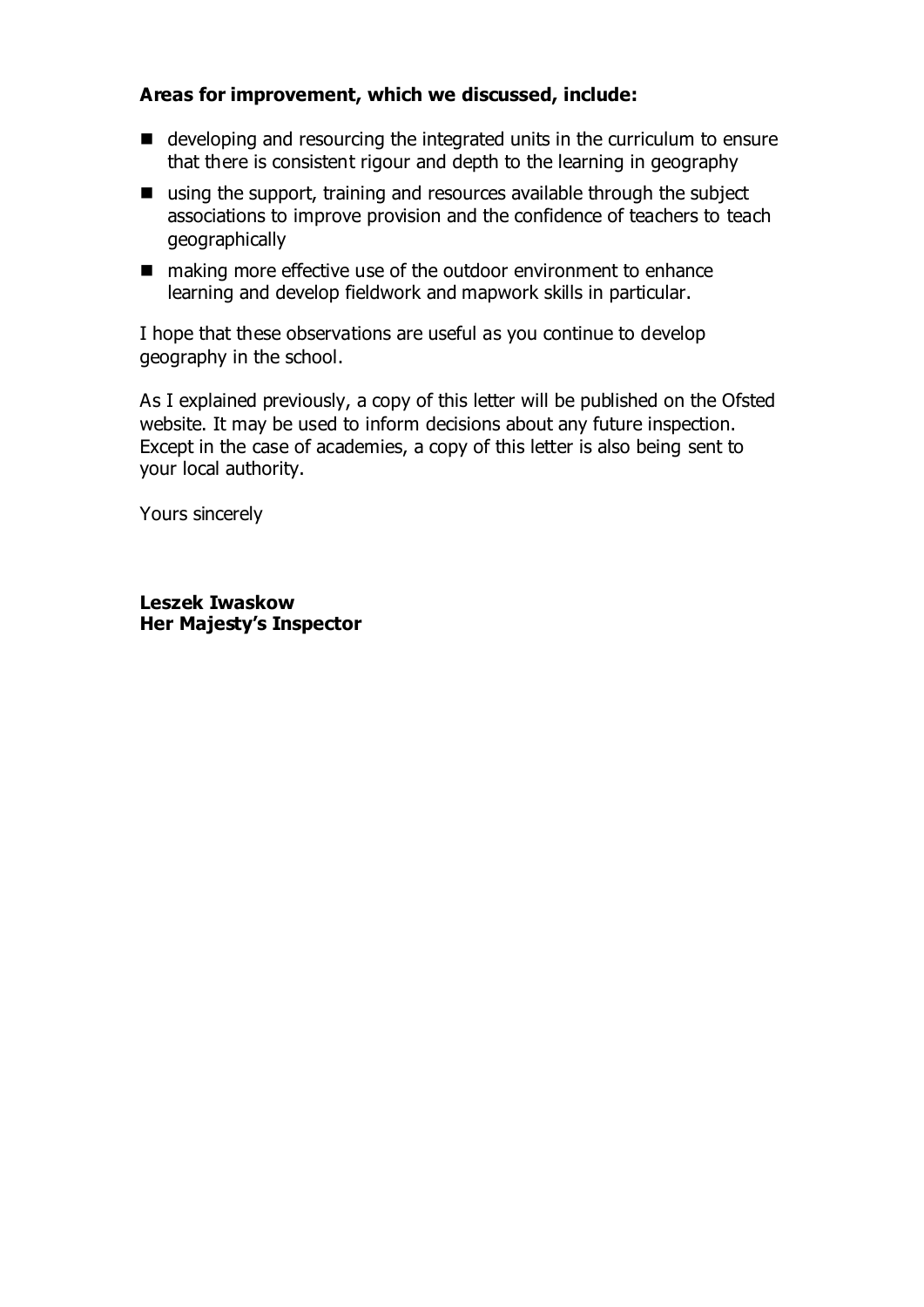**Areas for improvement, which we discussed, include:**

- developing and resourcing the integrated units in the curriculum to ensure that there is consistent rigour and depth to the learning in geography
- using the support, training and resources available through the subject associations to improve provision and the confidence of teachers to teach geographically
- making more effective use of the outdoor environment to enhance learning and develop fieldwork and mapwork skills in particular.

I hope that these observations are useful as you continue to develop geography in the school.

As I explained previously, a copy of this letter will be published on the Ofsted website. It may be used to inform decisions about any future inspection. Except in the case of academies, a copy of this letter is also being sent to your local authority.

Yours sincerely

**Leszek Iwaskow**
**Her Majesty's Inspector**